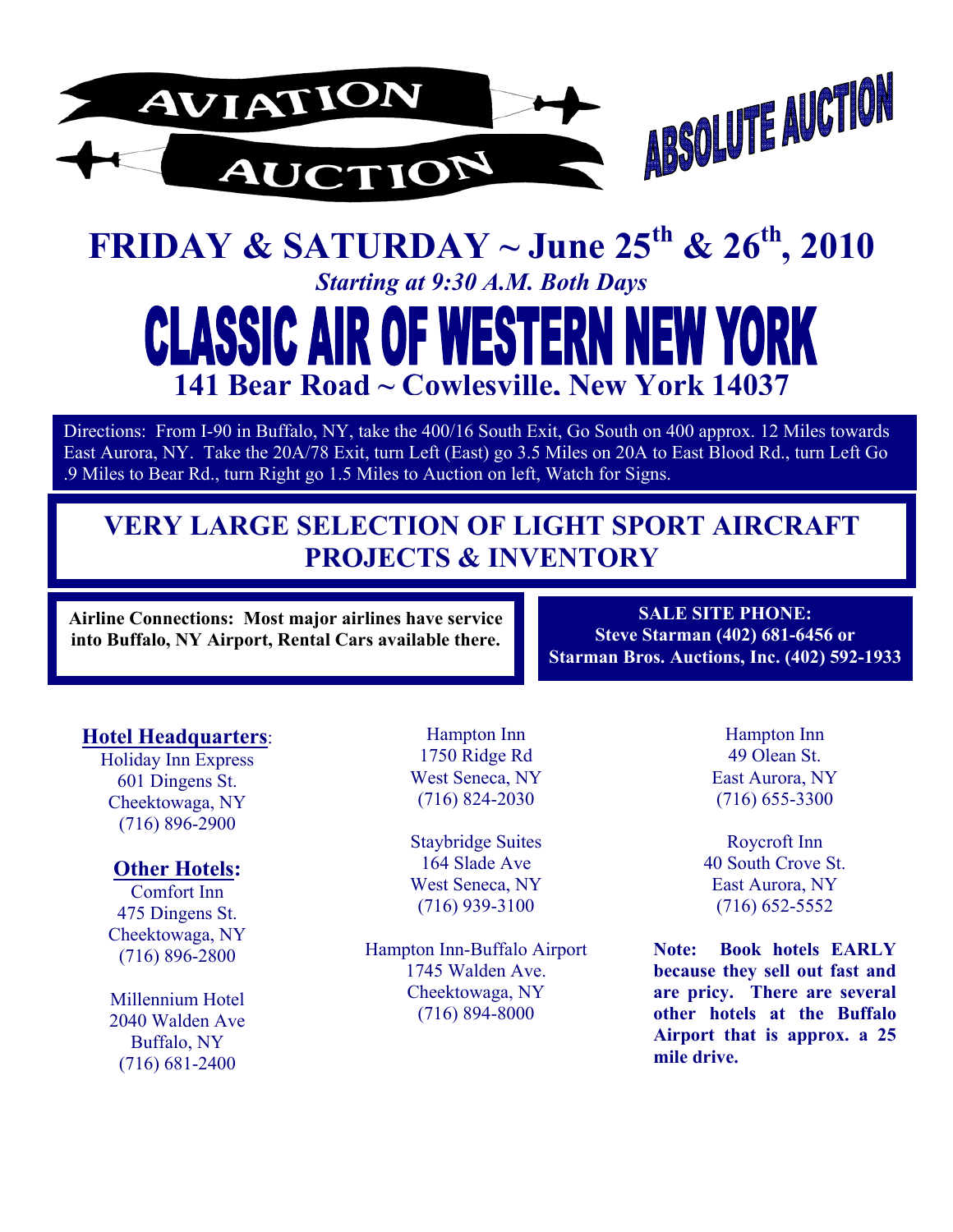# AVIATION AUCTION

# ABSOLUTE AUCTION

## FRIDAY & SATURDAY ~ June 25th & 26th, 2010

*Starting at 9:30 A.M. Both Days*

# CLASSIC AIR OF WESTERN NEW YORK

## 141 Bear Road ~ Cowlesville. New York 14037

Directions: From I-90 in Buffalo, NY, take the 400/16 South Exit, Go South on 400 approx. 12 Miles towards East Aurora, NY. Take the 20A/78 Exit, turn Left (East) go 3.5 Miles on 20A to East Blood Rd., turn Left Go .9 Miles to Bear Rd., turn Right go 1.5 Miles to Auction on left, Watch for Signs.

## VERY LARGE SELECTION OF LIGHT SPORT AIRCRAFT PROJECTS & INVENTORY

**Airline Connections: Most major airlines have service into Buffalo, NY Airport, Rental Cars available there.**

**SALE SITE PHONE:**
**Steve Starman (402) 681-6456 or**
**Starman Bros. Auctions, Inc. (402) 592-1933**

**Hotel Headquarters**:
Holiday Inn Express
601 Dingens St.
Cheektowaga, NY
(716) 896-2900

**Other Hotels:**

Comfort Inn
475 Dingens St.
Cheektowaga, NY
(716) 896-2800

Millennium Hotel
2040 Walden Ave
Buffalo, NY
(716) 681-2400

Hampton Inn
1750 Ridge Rd
West Seneca, NY
(716) 824-2030

Staybridge Suites
164 Slade Ave
West Seneca, NY
(716) 939-3100

Hampton Inn-Buffalo Airport
1745 Walden Ave.
Cheektowaga, NY
(716) 894-8000

Hampton Inn
49 Olean St.
East Aurora, NY
(716) 655-3300

Roycroft Inn
40 South Crove St.
East Aurora, NY
(716) 652-5552

**Note: Book hotels EARLY because they sell out fast and are pricy. There are several other hotels at the Buffalo Airport that is approx. a 25 mile drive.**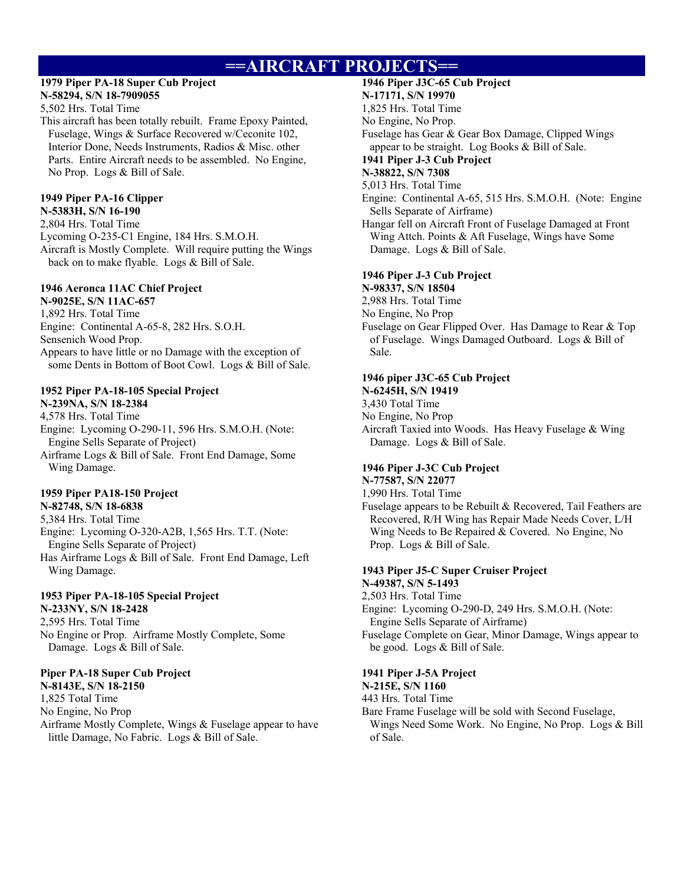# ==AIRCRAFT PROJECTS==

**1979 Piper PA-18 Super Cub Project**
**N-58294, S/N 18-7909055**
5,502 Hrs. Total Time
This aircraft has been totally rebuilt. Frame Epoxy Painted, Fuselage, Wings & Surface Recovered w/Ceconite 102, Interior Done, Needs Instruments, Radios & Misc. other Parts. Entire Aircraft needs to be assembled. No Engine, No Prop. Logs & Bill of Sale.

**1949 Piper PA-16 Clipper**
**N-5383H, S/N 16-190**
2,804 Hrs. Total Time
Lycoming O-235-C1 Engine, 184 Hrs. S.M.O.H.
Aircraft is Mostly Complete. Will require putting the Wings back on to make flyable. Logs & Bill of Sale.

**1946 Aeronca 11AC Chief Project**
**N-9025E, S/N 11AC-657**
1,892 Hrs. Total Time
Engine: Continental A-65-8, 282 Hrs. S.O.H.
Sensenich Wood Prop.
Appears to have little or no Damage with the exception of some Dents in Bottom of Boot Cowl. Logs & Bill of Sale.

**1952 Piper PA-18-105 Special Project**
**N-239NA, S/N 18-2384**
4,578 Hrs. Total Time
Engine: Lycoming O-290-11, 596 Hrs. S.M.O.H. (Note: Engine Sells Separate of Project)
Airframe Logs & Bill of Sale. Front End Damage, Some Wing Damage.

**1959 Piper PA18-150 Project**
**N-82748, S/N 18-6838**
5,384 Hrs. Total Time
Engine: Lycoming O-320-A2B, 1,565 Hrs. T.T. (Note: Engine Sells Separate of Project)
Has Airframe Logs & Bill of Sale. Front End Damage, Left Wing Damage.

**1953 Piper PA-18-105 Special Project**
**N-233NY, S/N 18-2428**
2,595 Hrs. Total Time
No Engine or Prop. Airframe Mostly Complete, Some Damage. Logs & Bill of Sale.

**Piper PA-18 Super Cub Project**
**N-8143E, S/N 18-2150**
1,825 Total Time
No Engine, No Prop
Airframe Mostly Complete, Wings & Fuselage appear to have little Damage, No Fabric. Logs & Bill of Sale.

**1946 Piper J3C-65 Cub Project**
**N-17171, S/N 19970**
1,825 Hrs. Total Time
No Engine, No Prop.
Fuselage has Gear & Gear Box Damage, Clipped Wings appear to be straight. Log Books & Bill of Sale.

**1941 Piper J-3 Cub Project**
**N-38822, S/N 7308**
5,013 Hrs. Total Time
Engine: Continental A-65, 515 Hrs. S.M.O.H. (Note: Engine Sells Separate of Airframe)
Hangar fell on Aircraft Front of Fuselage Damaged at Front Wing Attch. Points & Aft Fuselage, Wings have Some Damage. Logs & Bill of Sale.

**1946 Piper J-3 Cub Project**
**N-98337, S/N 18504**
2,988 Hrs. Total Time
No Engine, No Prop
Fuselage on Gear Flipped Over. Has Damage to Rear & Top of Fuselage. Wings Damaged Outboard. Logs & Bill of Sale.

**1946 piper J3C-65 Cub Project**
**N-6245H, S/N 19419**
3,430 Total Time
No Engine, No Prop
Aircraft Taxied into Woods. Has Heavy Fuselage & Wing Damage. Logs & Bill of Sale.

**1946 Piper J-3C Cub Project**
**N-77587, S/N 22077**
1,990 Hrs. Total Time
Fuselage appears to be Rebuilt & Recovered, Tail Feathers are Recovered, R/H Wing has Repair Made Needs Cover, L/H Wing Needs to Be Repaired & Covered. No Engine, No Prop. Logs & Bill of Sale.

**1943 Piper J5-C Super Cruiser Project**
**N-49387, S/N 5-1493**
2,503 Hrs. Total Time
Engine: Lycoming O-290-D, 249 Hrs. S.M.O.H. (Note: Engine Sells Separate of Airframe)
Fuselage Complete on Gear, Minor Damage, Wings appear to be good. Logs & Bill of Sale.

**1941 Piper J-5A Project**
**N-215E, S/N 1160**
443 Hrs. Total Time
Bare Frame Fuselage will be sold with Second Fuselage, Wings Need Some Work. No Engine, No Prop. Logs & Bill of Sale.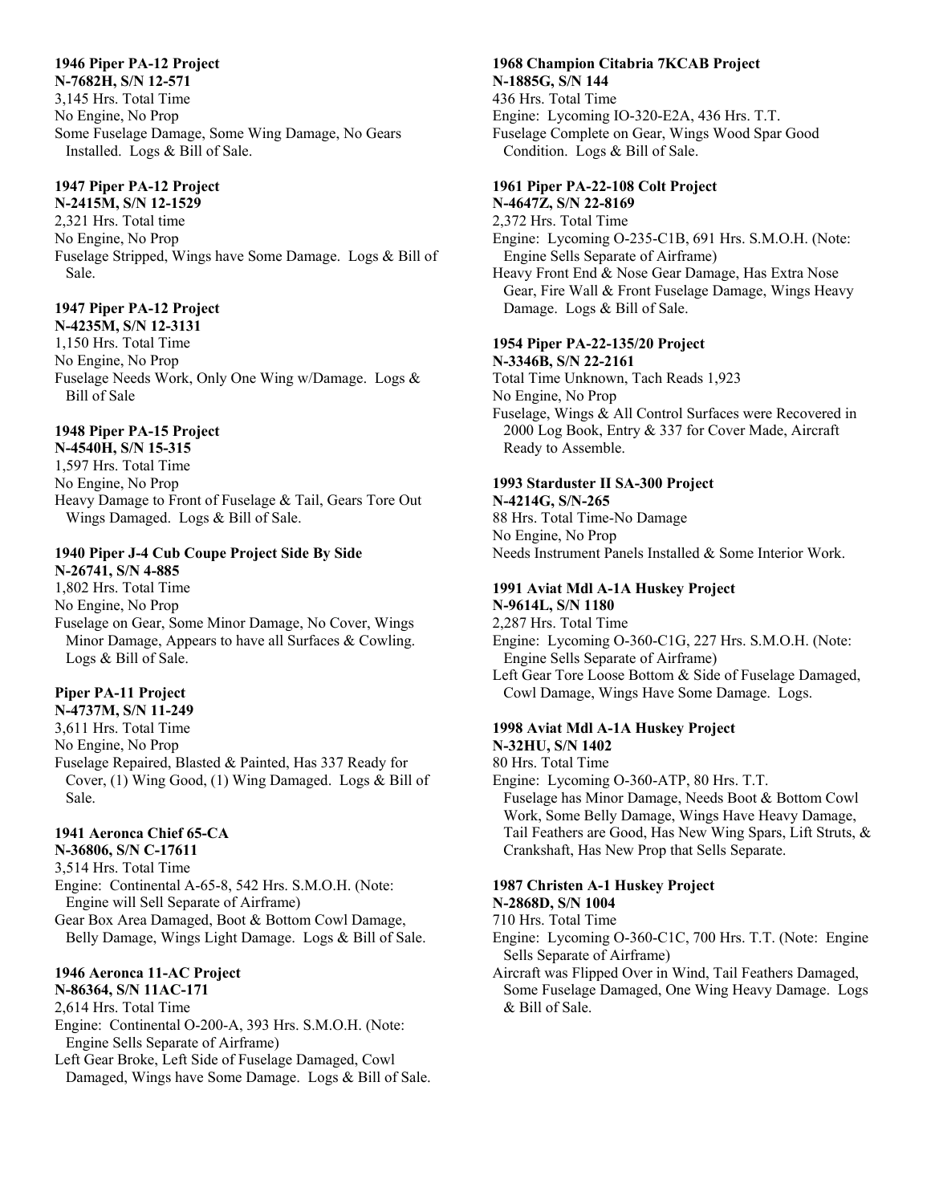**1946 Piper PA-12 Project**
**N-7682H, S/N 12-571**
3,145 Hrs. Total Time
No Engine, No Prop
Some Fuselage Damage, Some Wing Damage, No Gears Installed. Logs & Bill of Sale.

**1947 Piper PA-12 Project**
**N-2415M, S/N 12-1529**
2,321 Hrs. Total time
No Engine, No Prop
Fuselage Stripped, Wings have Some Damage. Logs & Bill of Sale.

**1947 Piper PA-12 Project**
**N-4235M, S/N 12-3131**
1,150 Hrs. Total Time
No Engine, No Prop
Fuselage Needs Work, Only One Wing w/Damage. Logs & Bill of Sale

**1948 Piper PA-15 Project**
**N-4540H, S/N 15-315**
1,597 Hrs. Total Time
No Engine, No Prop
Heavy Damage to Front of Fuselage & Tail, Gears Tore Out Wings Damaged. Logs & Bill of Sale.

**1940 Piper J-4 Cub Coupe Project Side By Side**
**N-26741, S/N 4-885**
1,802 Hrs. Total Time
No Engine, No Prop
Fuselage on Gear, Some Minor Damage, No Cover, Wings Minor Damage, Appears to have all Surfaces & Cowling. Logs & Bill of Sale.

**Piper PA-11 Project**
**N-4737M, S/N 11-249**
3,611 Hrs. Total Time
No Engine, No Prop
Fuselage Repaired, Blasted & Painted, Has 337 Ready for Cover, (1) Wing Good, (1) Wing Damaged. Logs & Bill of Sale.

**1941 Aeronca Chief 65-CA**
**N-36806, S/N C-17611**
3,514 Hrs. Total Time
Engine: Continental A-65-8, 542 Hrs. S.M.O.H. (Note: Engine will Sell Separate of Airframe)
Gear Box Area Damaged, Boot & Bottom Cowl Damage, Belly Damage, Wings Light Damage. Logs & Bill of Sale.

**1946 Aeronca 11-AC Project**
**N-86364, S/N 11AC-171**
2,614 Hrs. Total Time
Engine: Continental O-200-A, 393 Hrs. S.M.O.H. (Note: Engine Sells Separate of Airframe)
Left Gear Broke, Left Side of Fuselage Damaged, Cowl Damaged, Wings have Some Damage. Logs & Bill of Sale.

**1968 Champion Citabria 7KCAB Project**
**N-1885G, S/N 144**
436 Hrs. Total Time
Engine: Lycoming IO-320-E2A, 436 Hrs. T.T.
Fuselage Complete on Gear, Wings Wood Spar Good Condition. Logs & Bill of Sale.

**1961 Piper PA-22-108 Colt Project**
**N-4647Z, S/N 22-8169**
2,372 Hrs. Total Time
Engine: Lycoming O-235-C1B, 691 Hrs. S.M.O.H. (Note: Engine Sells Separate of Airframe)
Heavy Front End & Nose Gear Damage, Has Extra Nose Gear, Fire Wall & Front Fuselage Damage, Wings Heavy Damage. Logs & Bill of Sale.

**1954 Piper PA-22-135/20 Project**
**N-3346B, S/N 22-2161**
Total Time Unknown, Tach Reads 1,923
No Engine, No Prop
Fuselage, Wings & All Control Surfaces were Recovered in 2000 Log Book, Entry & 337 for Cover Made, Aircraft Ready to Assemble.

**1993 Starduster II SA-300 Project**
**N-4214G, S/N-265**
88 Hrs. Total Time-No Damage
No Engine, No Prop
Needs Instrument Panels Installed & Some Interior Work.

**1991 Aviat Mdl A-1A Huskey Project**
**N-9614L, S/N 1180**
2,287 Hrs. Total Time
Engine: Lycoming O-360-C1G, 227 Hrs. S.M.O.H. (Note: Engine Sells Separate of Airframe)
Left Gear Tore Loose Bottom & Side of Fuselage Damaged, Cowl Damage, Wings Have Some Damage. Logs.

**1998 Aviat Mdl A-1A Huskey Project**
**N-32HU, S/N 1402**
80 Hrs. Total Time
Engine: Lycoming O-360-ATP, 80 Hrs. T.T.
Fuselage has Minor Damage, Needs Boot & Bottom Cowl Work, Some Belly Damage, Wings Have Heavy Damage, Tail Feathers are Good, Has New Wing Spars, Lift Struts, & Crankshaft, Has New Prop that Sells Separate.

**1987 Christen A-1 Huskey Project**
**N-2868D, S/N 1004**
710 Hrs. Total Time
Engine: Lycoming O-360-C1C, 700 Hrs. T.T. (Note: Engine Sells Separate of Airframe)
Aircraft was Flipped Over in Wind, Tail Feathers Damaged, Some Fuselage Damaged, One Wing Heavy Damage. Logs & Bill of Sale.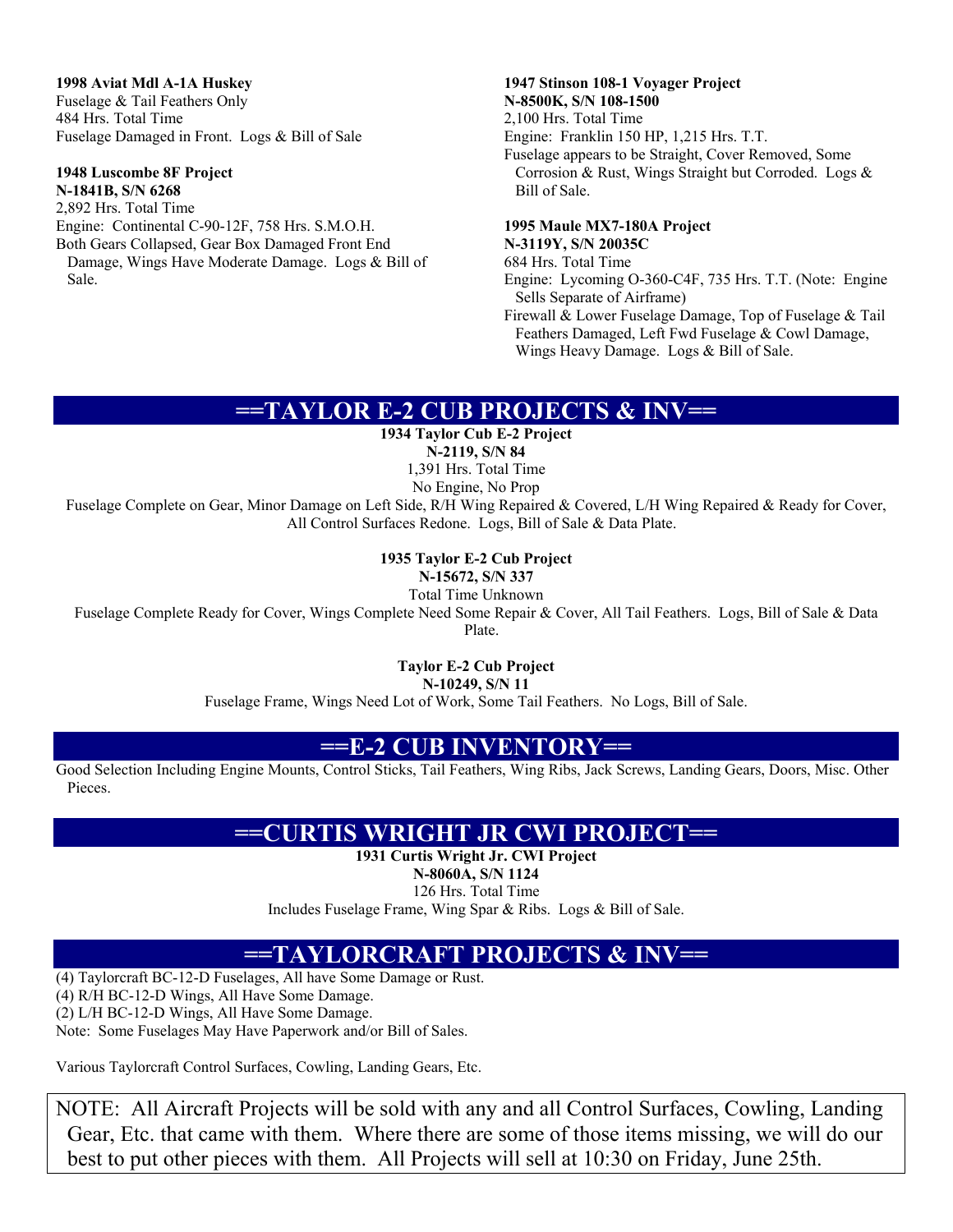**1998 Aviat Mdl A-1A Huskey**
Fuselage & Tail Feathers Only
484 Hrs. Total Time
Fuselage Damaged in Front. Logs & Bill of Sale

**1948 Luscombe 8F Project**
**N-1841B, S/N 6268**
2,892 Hrs. Total Time
Engine: Continental C-90-12F, 758 Hrs. S.M.O.H.
Both Gears Collapsed, Gear Box Damaged Front End Damage, Wings Have Moderate Damage. Logs & Bill of Sale.

**1947 Stinson 108-1 Voyager Project**
**N-8500K, S/N 108-1500**
2,100 Hrs. Total Time
Engine: Franklin 150 HP, 1,215 Hrs. T.T.
Fuselage appears to be Straight, Cover Removed, Some Corrosion & Rust, Wings Straight but Corroded. Logs & Bill of Sale.

**1995 Maule MX7-180A Project**
**N-3119Y, S/N 20035C**
684 Hrs. Total Time
Engine: Lycoming O-360-C4F, 735 Hrs. T.T. (Note: Engine Sells Separate of Airframe)
Firewall & Lower Fuselage Damage, Top of Fuselage & Tail Feathers Damaged, Left Fwd Fuselage & Cowl Damage, Wings Heavy Damage. Logs & Bill of Sale.

## ==TAYLOR E-2 CUB PROJECTS & INV==

**1934 Taylor Cub E-2 Project**
**N-2119, S/N 84**
1,391 Hrs. Total Time
No Engine, No Prop
Fuselage Complete on Gear, Minor Damage on Left Side, R/H Wing Repaired & Covered, L/H Wing Repaired & Ready for Cover, All Control Surfaces Redone. Logs, Bill of Sale & Data Plate.

**1935 Taylor E-2 Cub Project**
**N-15672, S/N 337**
Total Time Unknown
Fuselage Complete Ready for Cover, Wings Complete Need Some Repair & Cover, All Tail Feathers. Logs, Bill of Sale & Data Plate.

**Taylor E-2 Cub Project**
**N-10249, S/N 11**
Fuselage Frame, Wings Need Lot of Work, Some Tail Feathers. No Logs, Bill of Sale.

## ==E-2 CUB INVENTORY==

Good Selection Including Engine Mounts, Control Sticks, Tail Feathers, Wing Ribs, Jack Screws, Landing Gears, Doors, Misc. Other Pieces.

## ==CURTIS WRIGHT JR CWI PROJECT==

**1931 Curtis Wright Jr. CWI Project**
**N-8060A, S/N 1124**
126 Hrs. Total Time
Includes Fuselage Frame, Wing Spar & Ribs. Logs & Bill of Sale.

## ==TAYLORCRAFT PROJECTS & INV==

(4) Taylorcraft BC-12-D Fuselages, All have Some Damage or Rust.
(4) R/H BC-12-D Wings, All Have Some Damage.
(2) L/H BC-12-D Wings, All Have Some Damage.
Note: Some Fuselages May Have Paperwork and/or Bill of Sales.

Various Taylorcraft Control Surfaces, Cowling, Landing Gears, Etc.

NOTE: All Aircraft Projects will be sold with any and all Control Surfaces, Cowling, Landing Gear, Etc. that came with them. Where there are some of those items missing, we will do our best to put other pieces with them. All Projects will sell at 10:30 on Friday, June 25th.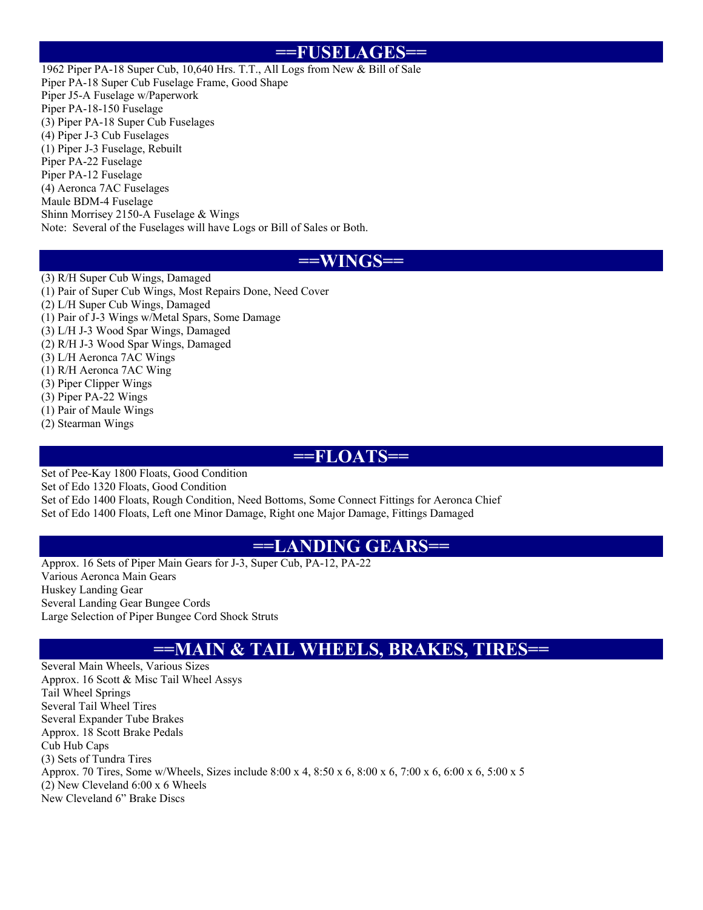## ==FUSELAGES==

1962 Piper PA-18 Super Cub, 10,640 Hrs. T.T., All Logs from New & Bill of Sale
Piper PA-18 Super Cub Fuselage Frame, Good Shape
Piper J5-A Fuselage w/Paperwork
Piper PA-18-150 Fuselage
(3) Piper PA-18 Super Cub Fuselages
(4) Piper J-3 Cub Fuselages
(1) Piper J-3 Fuselage, Rebuilt
Piper PA-22 Fuselage
Piper PA-12 Fuselage
(4) Aeronca 7AC Fuselages
Maule BDM-4 Fuselage
Shinn Morrisey 2150-A Fuselage & Wings
Note: Several of the Fuselages will have Logs or Bill of Sales or Both.

## ==WINGS==

(3) R/H Super Cub Wings, Damaged
(1) Pair of Super Cub Wings, Most Repairs Done, Need Cover
(2) L/H Super Cub Wings, Damaged
(1) Pair of J-3 Wings w/Metal Spars, Some Damage
(3) L/H J-3 Wood Spar Wings, Damaged
(2) R/H J-3 Wood Spar Wings, Damaged
(3) L/H Aeronca 7AC Wings
(1) R/H Aeronca 7AC Wing
(3) Piper Clipper Wings
(3) Piper PA-22 Wings
(1) Pair of Maule Wings
(2) Stearman Wings

## ==FLOATS==

Set of Pee-Kay 1800 Floats, Good Condition
Set of Edo 1320 Floats, Good Condition
Set of Edo 1400 Floats, Rough Condition, Need Bottoms, Some Connect Fittings for Aeronca Chief
Set of Edo 1400 Floats, Left one Minor Damage, Right one Major Damage, Fittings Damaged

## ==LANDING GEARS==

Approx. 16 Sets of Piper Main Gears for J-3, Super Cub, PA-12, PA-22
Various Aeronca Main Gears
Huskey Landing Gear
Several Landing Gear Bungee Cords
Large Selection of Piper Bungee Cord Shock Struts

## ==MAIN & TAIL WHEELS, BRAKES, TIRES==

Several Main Wheels, Various Sizes
Approx. 16 Scott & Misc Tail Wheel Assys
Tail Wheel Springs
Several Tail Wheel Tires
Several Expander Tube Brakes
Approx. 18 Scott Brake Pedals
Cub Hub Caps
(3) Sets of Tundra Tires
Approx. 70 Tires, Some w/Wheels, Sizes include 8:00 x 4, 8:50 x 6, 8:00 x 6, 7:00 x 6, 6:00 x 6, 5:00 x 5
(2) New Cleveland 6:00 x 6 Wheels
New Cleveland 6" Brake Discs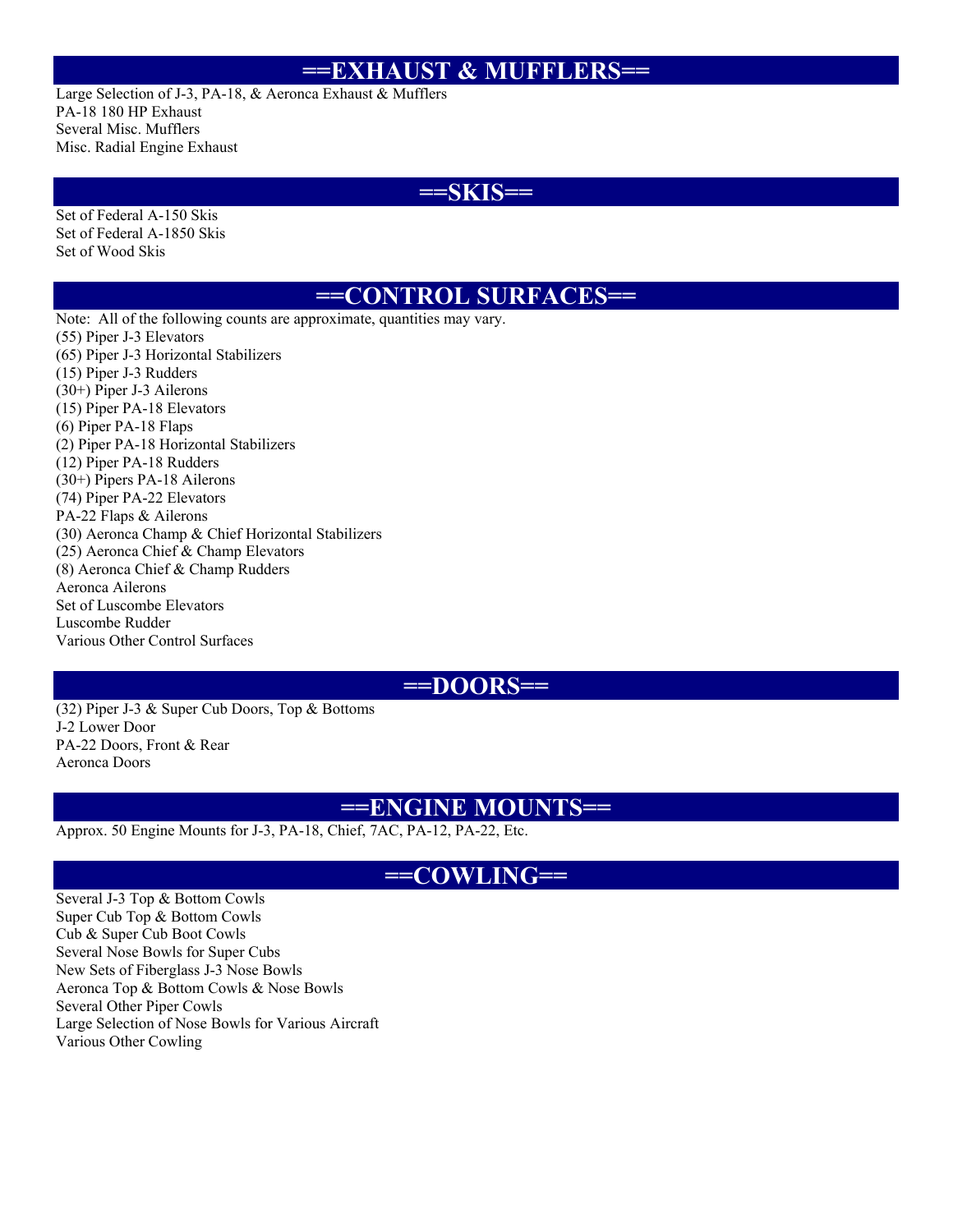## ==EXHAUST & MUFFLERS==

Large Selection of J-3, PA-18, & Aeronca Exhaust & Mufflers
PA-18 180 HP Exhaust
Several Misc. Mufflers
Misc. Radial Engine Exhaust

## ==SKIS==

Set of Federal A-150 Skis
Set of Federal A-1850 Skis
Set of Wood Skis

## ==CONTROL SURFACES==

Note: All of the following counts are approximate, quantities may vary.
(55) Piper J-3 Elevators
(65) Piper J-3 Horizontal Stabilizers
(15) Piper J-3 Rudders
(30+) Piper J-3 Ailerons
(15) Piper PA-18 Elevators
(6) Piper PA-18 Flaps
(2) Piper PA-18 Horizontal Stabilizers
(12) Piper PA-18 Rudders
(30+) Pipers PA-18 Ailerons
(74) Piper PA-22 Elevators
PA-22 Flaps & Ailerons
(30) Aeronca Champ & Chief Horizontal Stabilizers
(25) Aeronca Chief & Champ Elevators
(8) Aeronca Chief & Champ Rudders
Aeronca Ailerons
Set of Luscombe Elevators
Luscombe Rudder
Various Other Control Surfaces

## ==DOORS==

(32) Piper J-3 & Super Cub Doors, Top & Bottoms
J-2 Lower Door
PA-22 Doors, Front & Rear
Aeronca Doors

## ==ENGINE MOUNTS==

Approx. 50 Engine Mounts for J-3, PA-18, Chief, 7AC, PA-12, PA-22, Etc.

## ==COWLING==

Several J-3 Top & Bottom Cowls
Super Cub Top & Bottom Cowls
Cub & Super Cub Boot Cowls
Several Nose Bowls for Super Cubs
New Sets of Fiberglass J-3 Nose Bowls
Aeronca Top & Bottom Cowls & Nose Bowls
Several Other Piper Cowls
Large Selection of Nose Bowls for Various Aircraft
Various Other Cowling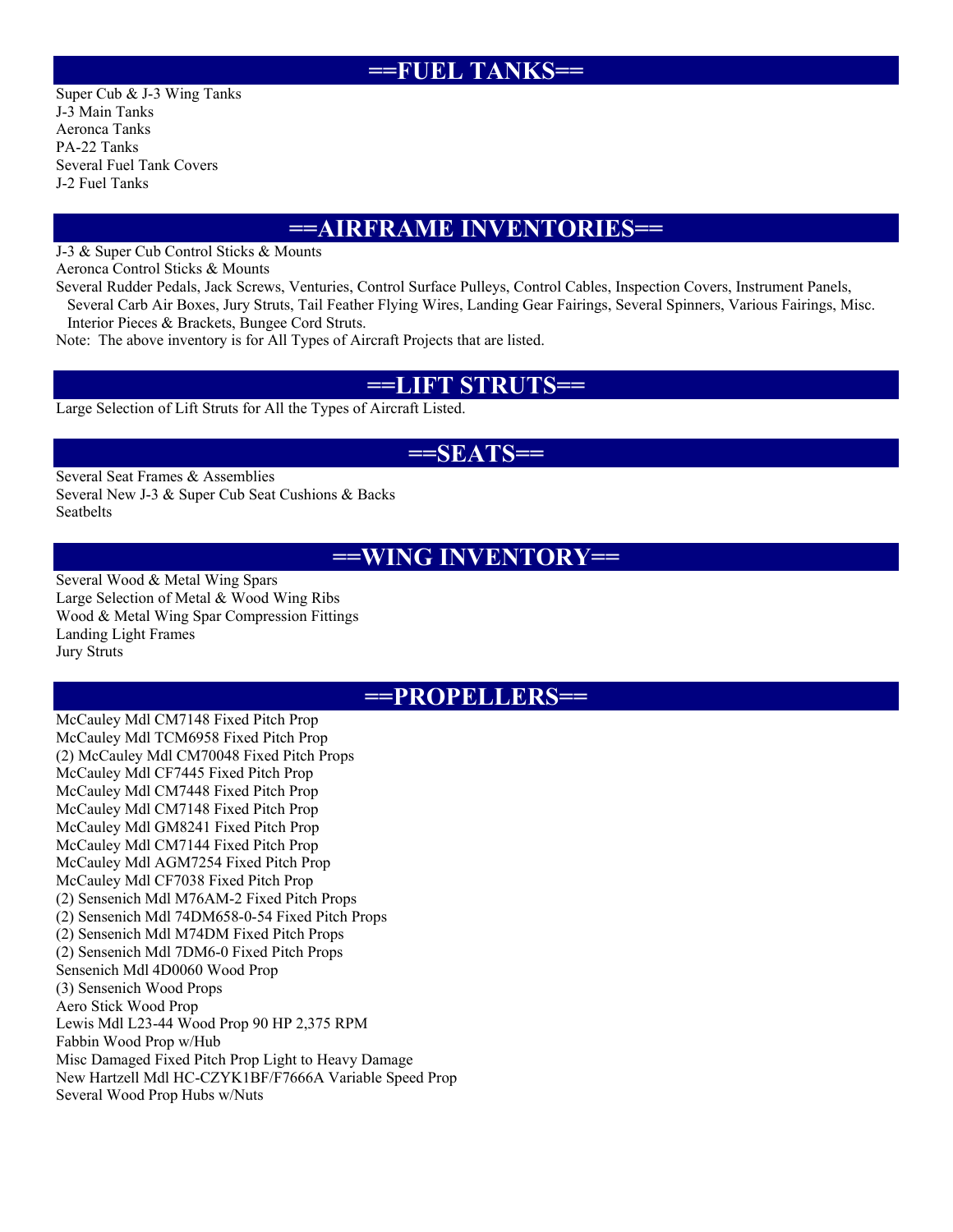## ==FUEL TANKS==

Super Cub & J-3 Wing Tanks
J-3 Main Tanks
Aeronca Tanks
PA-22 Tanks
Several Fuel Tank Covers
J-2 Fuel Tanks

## ==AIRFRAME INVENTORIES==

J-3 & Super Cub Control Sticks & Mounts
Aeronca Control Sticks & Mounts
Several Rudder Pedals, Jack Screws, Venturies, Control Surface Pulleys, Control Cables, Inspection Covers, Instrument Panels, Several Carb Air Boxes, Jury Struts, Tail Feather Flying Wires, Landing Gear Fairings, Several Spinners, Various Fairings, Misc. Interior Pieces & Brackets, Bungee Cord Struts.
Note: The above inventory is for All Types of Aircraft Projects that are listed.

## ==LIFT STRUTS==

Large Selection of Lift Struts for All the Types of Aircraft Listed.

## ==SEATS==

Several Seat Frames & Assemblies
Several New J-3 & Super Cub Seat Cushions & Backs
Seatbelts

## ==WING INVENTORY==

Several Wood & Metal Wing Spars
Large Selection of Metal & Wood Wing Ribs
Wood & Metal Wing Spar Compression Fittings
Landing Light Frames
Jury Struts

## ==PROPELLERS==

McCauley Mdl CM7148 Fixed Pitch Prop
McCauley Mdl TCM6958 Fixed Pitch Prop
(2) McCauley Mdl CM70048 Fixed Pitch Props
McCauley Mdl CF7445 Fixed Pitch Prop
McCauley Mdl CM7448 Fixed Pitch Prop
McCauley Mdl CM7148 Fixed Pitch Prop
McCauley Mdl GM8241 Fixed Pitch Prop
McCauley Mdl CM7144 Fixed Pitch Prop
McCauley Mdl AGM7254 Fixed Pitch Prop
McCauley Mdl CF7038 Fixed Pitch Prop
(2) Sensenich Mdl M76AM-2 Fixed Pitch Props
(2) Sensenich Mdl 74DM658-0-54 Fixed Pitch Props
(2) Sensenich Mdl M74DM Fixed Pitch Props
(2) Sensenich Mdl 7DM6-0 Fixed Pitch Props
Sensenich Mdl 4D0060 Wood Prop
(3) Sensenich Wood Props
Aero Stick Wood Prop
Lewis Mdl L23-44 Wood Prop 90 HP 2,375 RPM
Fabbin Wood Prop w/Hub
Misc Damaged Fixed Pitch Prop Light to Heavy Damage
New Hartzell Mdl HC-CZYK1BF/F7666A Variable Speed Prop
Several Wood Prop Hubs w/Nuts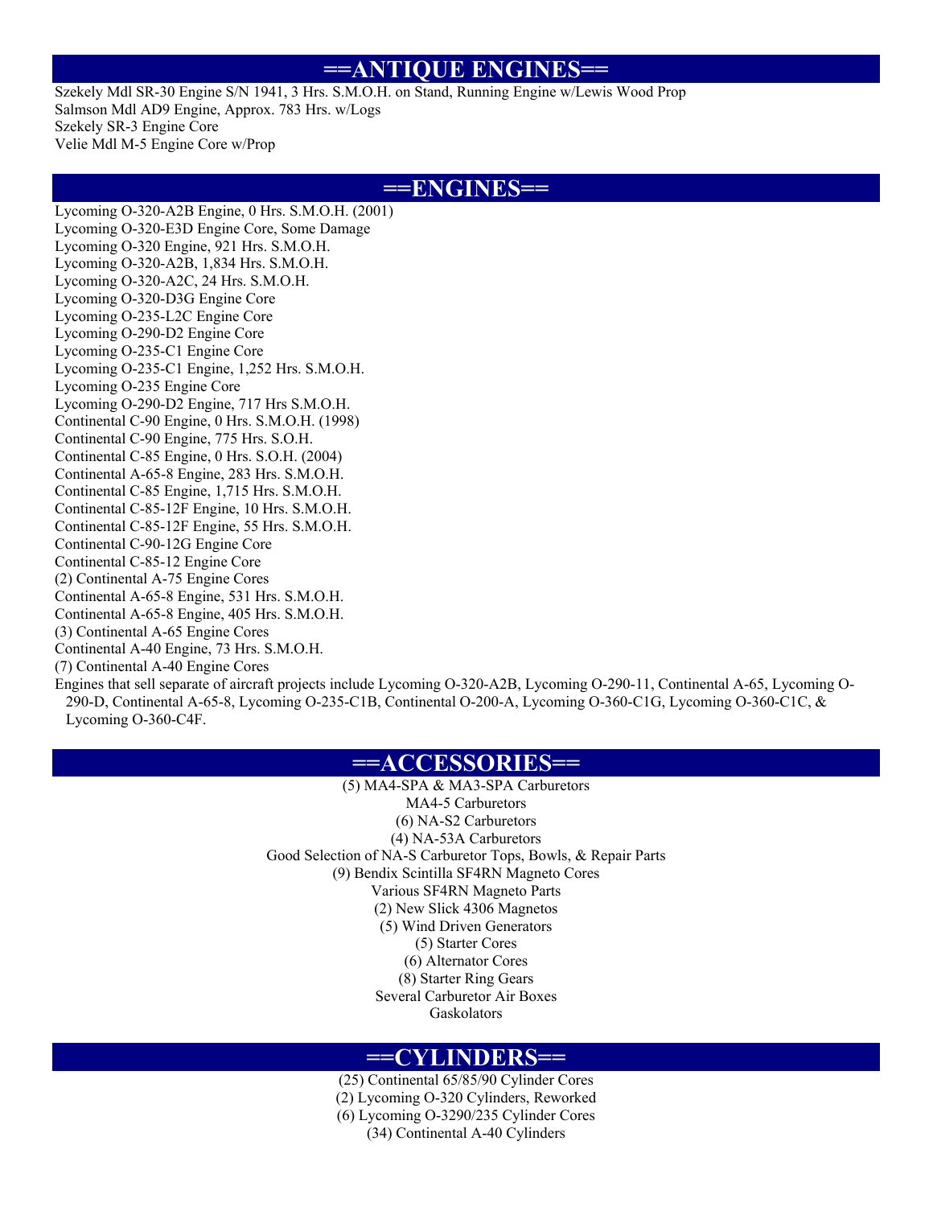## ==ANTIQUE ENGINES==

Szekely Mdl SR-30 Engine S/N 1941, 3 Hrs. S.M.O.H. on Stand, Running Engine w/Lewis Wood Prop
Salmson Mdl AD9 Engine, Approx. 783 Hrs. w/Logs
Szekely SR-3 Engine Core
Velie Mdl M-5 Engine Core w/Prop

## ==ENGINES==

Lycoming O-320-A2B Engine, 0 Hrs. S.M.O.H. (2001)
Lycoming O-320-E3D Engine Core, Some Damage
Lycoming O-320 Engine, 921 Hrs. S.M.O.H.
Lycoming O-320-A2B, 1,834 Hrs. S.M.O.H.
Lycoming O-320-A2C, 24 Hrs. S.M.O.H.
Lycoming O-320-D3G Engine Core
Lycoming O-235-L2C Engine Core
Lycoming O-290-D2 Engine Core
Lycoming O-235-C1 Engine Core
Lycoming O-235-C1 Engine, 1,252 Hrs. S.M.O.H.
Lycoming O-235 Engine Core
Lycoming O-290-D2 Engine, 717 Hrs S.M.O.H.
Continental C-90 Engine, 0 Hrs. S.M.O.H. (1998)
Continental C-90 Engine, 775 Hrs. S.O.H.
Continental C-85 Engine, 0 Hrs. S.O.H. (2004)
Continental A-65-8 Engine, 283 Hrs. S.M.O.H.
Continental C-85 Engine, 1,715 Hrs. S.M.O.H.
Continental C-85-12F Engine, 10 Hrs. S.M.O.H.
Continental C-85-12F Engine, 55 Hrs. S.M.O.H.
Continental C-90-12G Engine Core
Continental C-85-12 Engine Core
(2) Continental A-75 Engine Cores
Continental A-65-8 Engine, 531 Hrs. S.M.O.H.
Continental A-65-8 Engine, 405 Hrs. S.M.O.H.
(3) Continental A-65 Engine Cores
Continental A-40 Engine, 73 Hrs. S.M.O.H.
(7) Continental A-40 Engine Cores
Engines that sell separate of aircraft projects include Lycoming O-320-A2B, Lycoming O-290-11, Continental A-65, Lycoming O-290-D, Continental A-65-8, Lycoming O-235-C1B, Continental O-200-A, Lycoming O-360-C1G, Lycoming O-360-C1C, & Lycoming O-360-C4F.

## ==ACCESSORIES==

(5) MA4-SPA & MA3-SPA Carburetors
MA4-5 Carburetors
(6) NA-S2 Carburetors
(4) NA-53A Carburetors
Good Selection of NA-S Carburetor Tops, Bowls, & Repair Parts
(9) Bendix Scintilla SF4RN Magneto Cores
Various SF4RN Magneto Parts
(2) New Slick 4306 Magnetos
(5) Wind Driven Generators
(5) Starter Cores
(6) Alternator Cores
(8) Starter Ring Gears
Several Carburetor Air Boxes
Gaskolators

## ==CYLINDERS==

(25) Continental 65/85/90 Cylinder Cores
(2) Lycoming O-320 Cylinders, Reworked
(6) Lycoming O-3290/235 Cylinder Cores
(34) Continental A-40 Cylinders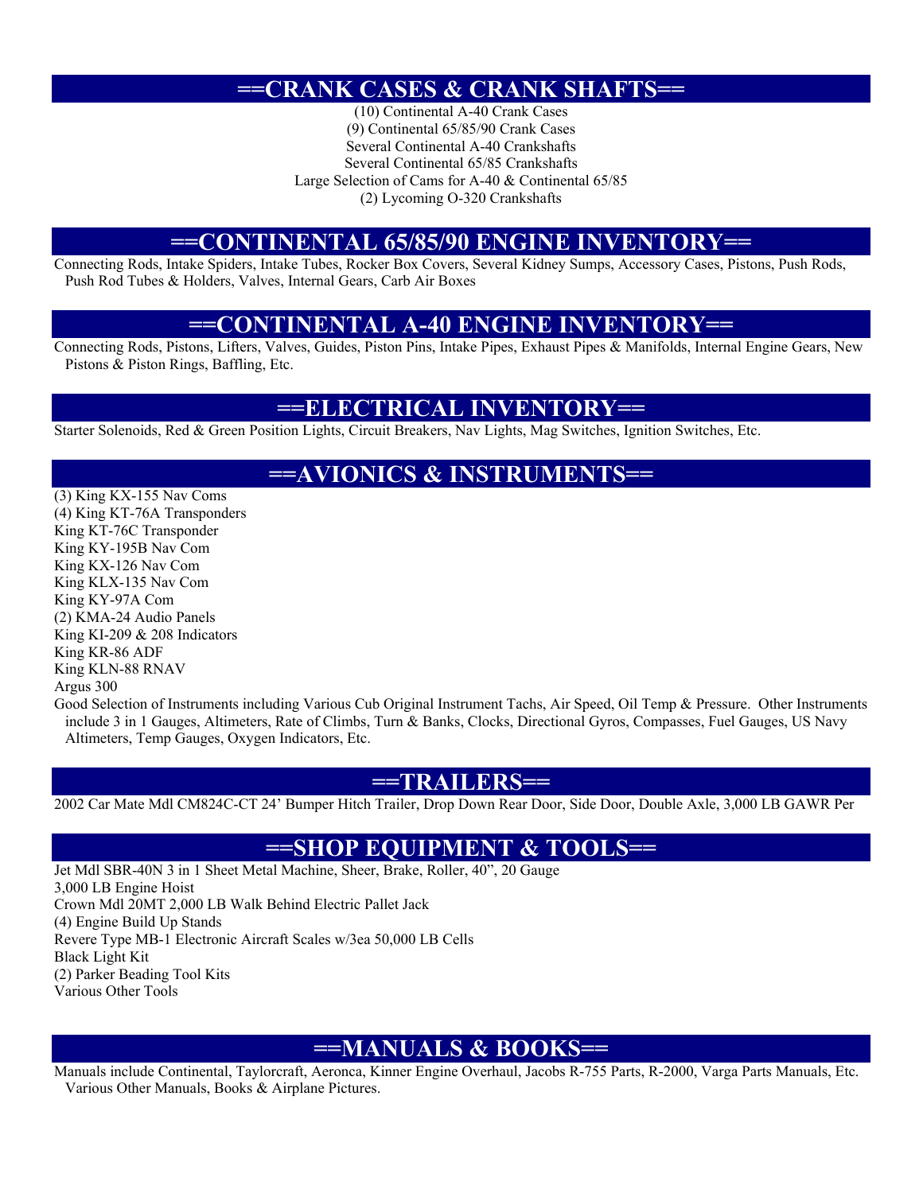## ==CRANK CASES & CRANK SHAFTS==

(10) Continental A-40 Crank Cases
(9) Continental 65/85/90 Crank Cases
Several Continental A-40 Crankshafts
Several Continental 65/85 Crankshafts
Large Selection of Cams for A-40 & Continental 65/85
(2) Lycoming O-320 Crankshafts

## ==CONTINENTAL 65/85/90 ENGINE INVENTORY==

Connecting Rods, Intake Spiders, Intake Tubes, Rocker Box Covers, Several Kidney Sumps, Accessory Cases, Pistons, Push Rods, Push Rod Tubes & Holders, Valves, Internal Gears, Carb Air Boxes

## ==CONTINENTAL A-40 ENGINE INVENTORY==

Connecting Rods, Pistons, Lifters, Valves, Guides, Piston Pins, Intake Pipes, Exhaust Pipes & Manifolds, Internal Engine Gears, New Pistons & Piston Rings, Baffling, Etc.

## ==ELECTRICAL INVENTORY==

Starter Solenoids, Red & Green Position Lights, Circuit Breakers, Nav Lights, Mag Switches, Ignition Switches, Etc.

## ==AVIONICS & INSTRUMENTS==

(3) King KX-155 Nav Coms
(4) King KT-76A Transponders
King KT-76C Transponder
King KY-195B Nav Com
King KX-126 Nav Com
King KLX-135 Nav Com
King KY-97A Com
(2) KMA-24 Audio Panels
King KI-209 & 208 Indicators
King KR-86 ADF
King KLN-88 RNAV
Argus 300
Good Selection of Instruments including Various Cub Original Instrument Tachs, Air Speed, Oil Temp & Pressure. Other Instruments include 3 in 1 Gauges, Altimeters, Rate of Climbs, Turn & Banks, Clocks, Directional Gyros, Compasses, Fuel Gauges, US Navy Altimeters, Temp Gauges, Oxygen Indicators, Etc.

## ==TRAILERS==

2002 Car Mate Mdl CM824C-CT 24' Bumper Hitch Trailer, Drop Down Rear Door, Side Door, Double Axle, 3,000 LB GAWR Per

## ==SHOP EQUIPMENT & TOOLS==

Jet Mdl SBR-40N 3 in 1 Sheet Metal Machine, Sheer, Brake, Roller, 40", 20 Gauge
3,000 LB Engine Hoist
Crown Mdl 20MT 2,000 LB Walk Behind Electric Pallet Jack
(4) Engine Build Up Stands
Revere Type MB-1 Electronic Aircraft Scales w/3ea 50,000 LB Cells
Black Light Kit
(2) Parker Beading Tool Kits
Various Other Tools

## ==MANUALS & BOOKS==

Manuals include Continental, Taylorcraft, Aeronca, Kinner Engine Overhaul, Jacobs R-755 Parts, R-2000, Varga Parts Manuals, Etc. Various Other Manuals, Books & Airplane Pictures.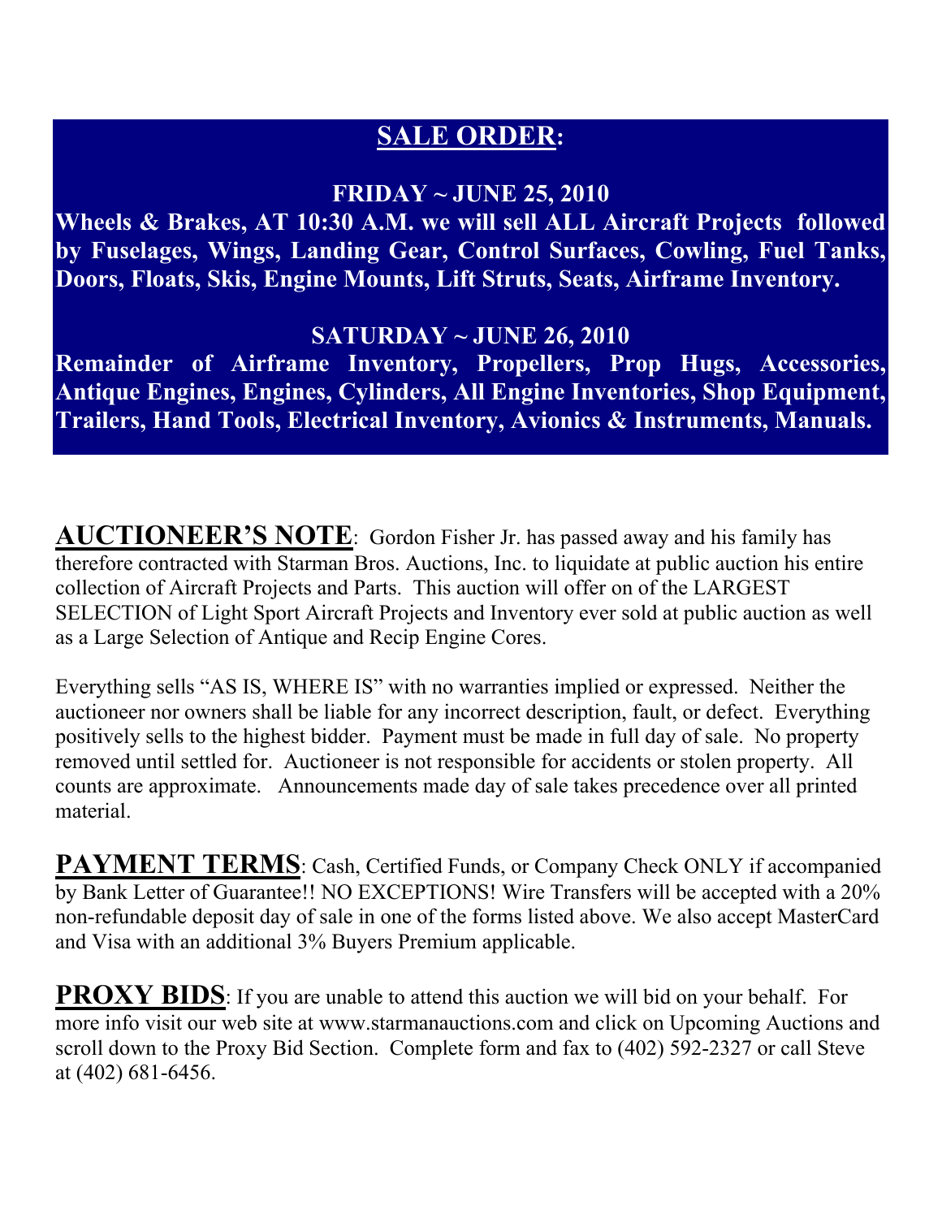## SALE ORDER:

**FRIDAY ~ JUNE 25, 2010**

**Wheels & Brakes, AT 10:30 A.M. we will sell ALL Aircraft Projects followed by Fuselages, Wings, Landing Gear, Control Surfaces, Cowling, Fuel Tanks, Doors, Floats, Skis, Engine Mounts, Lift Struts, Seats, Airframe Inventory.**

**SATURDAY ~ JUNE 26, 2010**

**Remainder of Airframe Inventory, Propellers, Prop Hugs, Accessories, Antique Engines, Engines, Cylinders, All Engine Inventories, Shop Equipment, Trailers, Hand Tools, Electrical Inventory, Avionics & Instruments, Manuals.**

**AUCTIONEER'S NOTE**: Gordon Fisher Jr. has passed away and his family has therefore contracted with Starman Bros. Auctions, Inc. to liquidate at public auction his entire collection of Aircraft Projects and Parts. This auction will offer on of the LARGEST SELECTION of Light Sport Aircraft Projects and Inventory ever sold at public auction as well as a Large Selection of Antique and Recip Engine Cores.

Everything sells "AS IS, WHERE IS" with no warranties implied or expressed. Neither the auctioneer nor owners shall be liable for any incorrect description, fault, or defect. Everything positively sells to the highest bidder. Payment must be made in full day of sale. No property removed until settled for. Auctioneer is not responsible for accidents or stolen property. All counts are approximate. Announcements made day of sale takes precedence over all printed material.

**PAYMENT TERMS**: Cash, Certified Funds, or Company Check ONLY if accompanied by Bank Letter of Guarantee!! NO EXCEPTIONS! Wire Transfers will be accepted with a 20% non-refundable deposit day of sale in one of the forms listed above. We also accept MasterCard and Visa with an additional 3% Buyers Premium applicable.

**PROXY BIDS**: If you are unable to attend this auction we will bid on your behalf. For more info visit our web site at www.starmanauctions.com and click on Upcoming Auctions and scroll down to the Proxy Bid Section. Complete form and fax to (402) 592-2327 or call Steve at (402) 681-6456.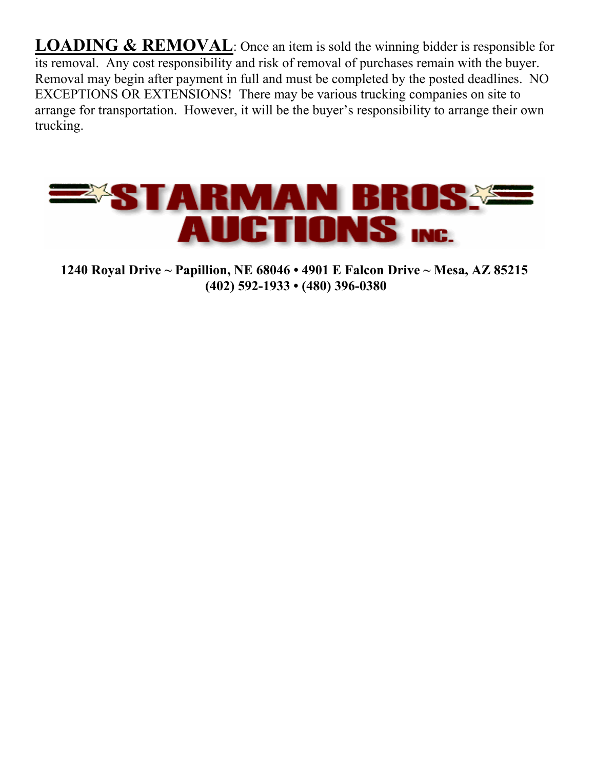**LOADING & REMOVAL**: Once an item is sold the winning bidder is responsible for its removal. Any cost responsibility and risk of removal of purchases remain with the buyer. Removal may begin after payment in full and must be completed by the posted deadlines. NO EXCEPTIONS OR EXTENSIONS! There may be various trucking companies on site to arrange for transportation. However, it will be the buyer's responsibility to arrange their own trucking.

**STARMAN BROS. AUCTIONS INC.**

**1240 Royal Drive ~ Papillion, NE 68046 • 4901 E Falcon Drive ~ Mesa, AZ 85215**
**(402) 592-1933 • (480) 396-0380**